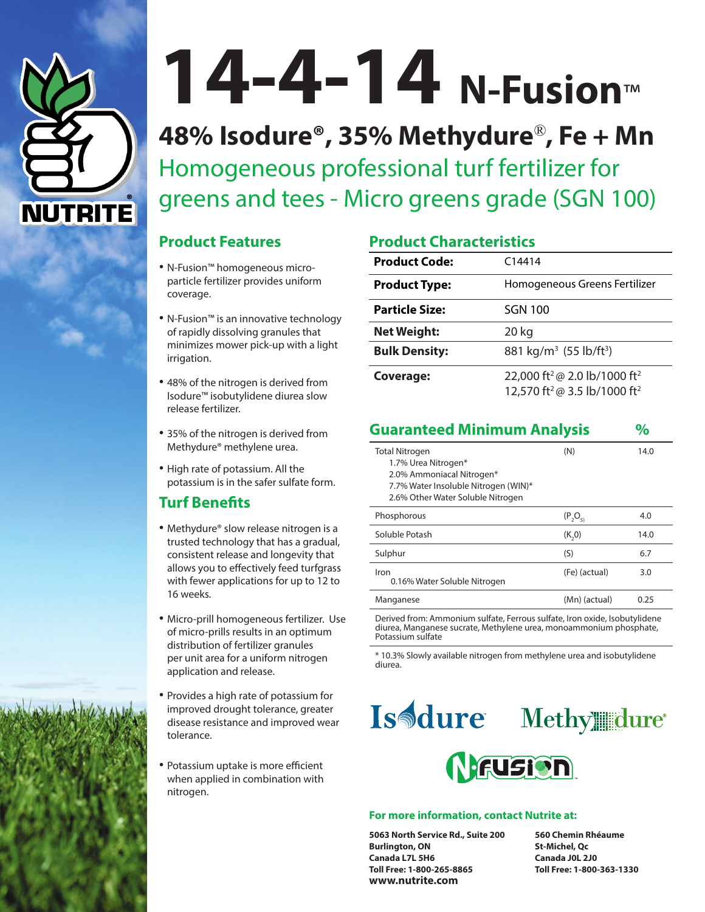NUTRITE®

# 14-4-14 N-Fusion™

## 48% Isodure®, 35% Methydure®, Fe + Mn

Homogeneous professional turf fertilizer for greens and tees - Micro greens grade (SGN 100)

## Product Features

- N-Fusion™ homogeneous micro-particle fertilizer provides uniform coverage.
- N-Fusion™ is an innovative technology of rapidly dissolving granules that minimizes mower pick-up with a light irrigation.
- 48% of the nitrogen is derived from Isodure™ isobutylidene diurea slow release fertilizer.
- 35% of the nitrogen is derived from Methydure® methylene urea.
- High rate of potassium. All the potassium is in the safer sulfate form.

## Turf Benefits

- Methydure® slow release nitrogen is a trusted technology that has a gradual, consistent release and longevity that allows you to effectively feed turfgrass with fewer applications for up to 12 to 16 weeks.
- Micro-prill homogeneous fertilizer. Use of micro-prills results in an optimum distribution of fertilizer granules per unit area for a uniform nitrogen application and release.
- Provides a high rate of potassium for improved drought tolerance, greater disease resistance and improved wear tolerance.
- Potassium uptake is more efficient when applied in combination with nitrogen.

## Product Characteristics

| | |
|---|---|
| **Product Code:** | C14414 |
| **Product Type:** | Homogeneous Greens Fertilizer |
| **Particle Size:** | SGN 100 |
| **Net Weight:** | 20 kg |
| **Bulk Density:** | 881 kg/m³ (55 lb/ft³) |
| **Coverage:** | 22,000 ft² @ 2.0 lb/1000 ft²<br>12,570 ft² @ 3.5 lb/1000 ft² |

## Guaranteed Minimum Analysis

| | | % |
|---|---|---|
| Total Nitrogen<br>1.7% Urea Nitrogen*<br>2.0% Ammoniacal Nitrogen*<br>7.7% Water Insoluble Nitrogen (WIN)*<br>2.6% Other Water Soluble Nitrogen | (N) | 14.0 |
| Phosphorous | ($P_2O_5$) | 4.0 |
| Soluble Potash | ($K_2O$) | 14.0 |
| Sulphur | (S) | 6.7 |
| Iron<br>0.16% Water Soluble Nitrogen | (Fe) (actual) | 3.0 |
| Manganese | (Mn) (actual) | 0.25 |

Derived from: Ammonium sulfate, Ferrous sulfate, Iron oxide, Isobutylidene diurea, Manganese sucrate, Methylene urea, monoammonium phosphate, Potassium sulfate

\* 10.3% Slowly available nitrogen from methylene urea and isobutylidene diurea.

Isodure™ Methydure® N-Fusion™

**For more information, contact Nutrite at:**

**5063 North Service Rd., Suite 200**
**Burlington, ON**
**Canada L7L 5H6**
**Toll Free: 1-800-265-8865**
**www.nutrite.com**

**560 Chemin Rhéaume**
**St-Michel, Qc**
**Canada J0L 2J0**
**Toll Free: 1-800-363-1330**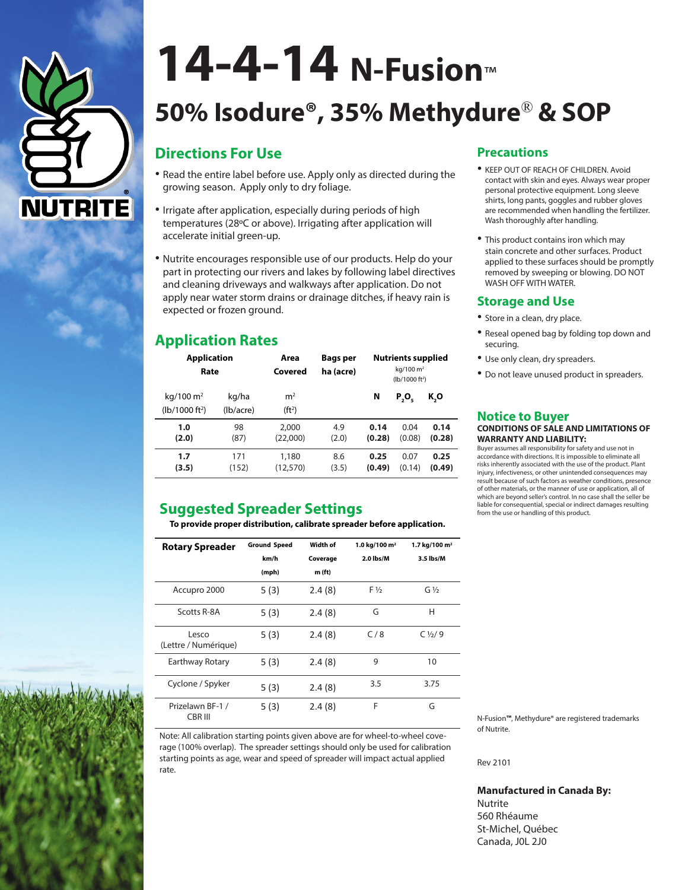NUTRITE®

# 14-4-14 N-Fusion™

## 50% Isodure®, 35% Methydure® & SOP

### Directions For Use

- Read the entire label before use. Apply only as directed during the growing season. Apply only to dry foliage.
- Irrigate after application, especially during periods of high temperatures (28ºC or above). Irrigating after application will accelerate initial green-up.
- Nutrite encourages responsible use of our products. Help do your part in protecting our rivers and lakes by following label directives and cleaning driveways and walkways after application. Do not apply near water storm drains or drainage ditches, if heavy rain is expected or frozen ground.

### Application Rates

| Application Rate | | Area Covered | Bags per ha (acre) | Nutrients supplied kg/100 m² (lb/1000 ft²) | | |
|---|---|---|---|---|---|---|
| kg/100 m² (lb/1000 ft²) | kg/ha (lb/acre) | m² (ft²) | | N | $P_2O_5$ | $K_2O$ |
| **1.0 (2.0)** | 98 (87) | 2,000 (22,000) | 4.9 (2.0) | **0.14 (0.28)** | 0.04 (0.08) | **0.14 (0.28)** |
| **1.7 (3.5)** | 171 (152) | 1,180 (12,570) | 8.6 (3.5) | **0.25 (0.49)** | 0.07 (0.14) | **0.25 (0.49)** |

### Suggested Spreader Settings

**To provide proper distribution, calibrate spreader before application.**

| Rotary Spreader | Ground Speed km/h (mph) | Width of Coverage m (ft) | 1.0 kg/100 m² 2.0 lbs/M | 1.7 kg/100 m² 3.5 lbs/M |
|---|---|---|---|---|
| Accupro 2000 | 5 (3) | 2.4 (8) | F ½ | G ½ |
| Scotts R-8A | 5 (3) | 2.4 (8) | G | H |
| Lesco (Lettre / Numérique) | 5 (3) | 2.4 (8) | C / 8 | C ½/ 9 |
| Earthway Rotary | 5 (3) | 2.4 (8) | 9 | 10 |
| Cyclone / Spyker | 5 (3) | 2.4 (8) | 3.5 | 3.75 |
| Prizelawn BF-1 / CBR III | 5 (3) | 2.4 (8) | F | G |

Note: All calibration starting points given above are for wheel-to-wheel coverage (100% overlap). The spreader settings should only be used for calibration starting points as age, wear and speed of spreader will impact actual applied rate.

### Precautions

- KEEP OUT OF REACH OF CHILDREN. Avoid contact with skin and eyes. Always wear proper personal protective equipment. Long sleeve shirts, long pants, goggles and rubber gloves are recommended when handling the fertilizer. Wash thoroughly after handling.
- This product contains iron which may stain concrete and other surfaces. Product applied to these surfaces should be promptly removed by sweeping or blowing. DO NOT WASH OFF WITH WATER.

### Storage and Use

- Store in a clean, dry place.
- Reseal opened bag by folding top down and securing.
- Use only clean, dry spreaders.
- Do not leave unused product in spreaders.

### Notice to Buyer

**CONDITIONS OF SALE AND LIMITATIONS OF WARRANTY AND LIABILITY:**

Buyer assumes all responsibility for safety and use not in accordance with directions. It is impossible to eliminate all risks inherently associated with the use of the product. Plant injury, infectiveness, or other unintended consequences may result because of such factors as weather conditions, presence of other materials, or the manner of use or application, all of which are beyond seller's control. In no case shall the seller be liable for consequential, special or indirect damages resulting from the use or handling of this product.

N-Fusion™, Methydure® are registered trademarks of Nutrite.

Rev 2101

**Manufactured in Canada By:**

Nutrite
560 Rhéaume
St-Michel, Québec
Canada, J0L 2J0